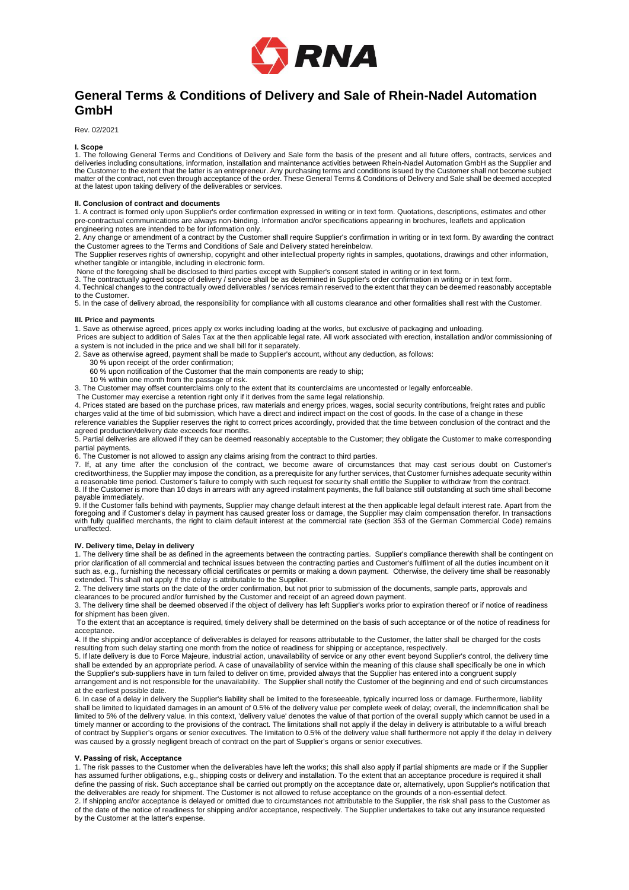# General Terms & Conditions of Delivery and Sale of Rhein-Nadel Automation GmbH

Rev. 02/2021

## I. Scope

1. The following General Terms and Conditions of Delivery and Sale form the basis of the present and all future offers, contracts, services and deliveries including consultations, information, installation and maintenance activities between Rhein-Nadel Automation GmbH as the Supplier and the Customer to the extent that the latter is an entrepreneur. Any purchasing terms and conditions issued by the Customer shall not become subject matter of the contract, not even through acceptance of the order. These General Terms & Conditions of Delivery and Sale shall be deemed accepted at the latest upon taking delivery of the deliverables or services.

## II. Conclusion of contract and documents

1. A contract is formed only upon Supplier's order confirmation expressed in writing or in text form. Quotations, descriptions, estimates and other pre-contractual communications are always non-binding. Information and/or specifications appearing in brochures, leaflets and application engineering notes are intended to be for information only.
2. Any change or amendment of a contract by the Customer shall require Supplier's confirmation in writing or in text form. By awarding the contract the Customer agrees to the Terms and Conditions of Sale and Delivery stated hereinbelow.
The Supplier reserves rights of ownership, copyright and other intellectual property rights in samples, quotations, drawings and other information, whether tangible or intangible, including in electronic form.
None of the foregoing shall be disclosed to third parties except with Supplier's consent stated in writing or in text form.
3. The contractually agreed scope of delivery / service shall be as determined in Supplier's order confirmation in writing or in text form.
4. Technical changes to the contractually owed deliverables / services remain reserved to the extent that they can be deemed reasonably acceptable to the Customer.
5. In the case of delivery abroad, the responsibility for compliance with all customs clearance and other formalities shall rest with the Customer.

## III. Price and payments

1. Save as otherwise agreed, prices apply ex works including loading at the works, but exclusive of packaging and unloading.
Prices are subject to addition of Sales Tax at the then applicable legal rate. All work associated with erection, installation and/or commissioning of a system is not included in the price and we shall bill for it separately.
2. Save as otherwise agreed, payment shall be made to Supplier's account, without any deduction, as follows:
   - 30 % upon receipt of the order confirmation;
   - 60 % upon notification of the Customer that the main components are ready to ship;
   - 10 % within one month from the passage of risk.
3. The Customer may offset counterclaims only to the extent that its counterclaims are uncontested or legally enforceable.
The Customer may exercise a retention right only if it derives from the same legal relationship.
4. Prices stated are based on the purchase prices, raw materials and energy prices, wages, social security contributions, freight rates and public charges valid at the time of bid submission, which have a direct and indirect impact on the cost of goods. In the case of a change in these reference variables the Supplier reserves the right to correct prices accordingly, provided that the time between conclusion of the contract and the agreed production/delivery date exceeds four months.
5. Partial deliveries are allowed if they can be deemed reasonably acceptable to the Customer; they obligate the Customer to make corresponding partial payments.
6. The Customer is not allowed to assign any claims arising from the contract to third parties.
7. If, at any time after the conclusion of the contract, we become aware of circumstances that may cast serious doubt on Customer's creditworthiness, the Supplier may impose the condition, as a prerequisite for any further services, that Customer furnishes adequate security within a reasonable time period. Customer's failure to comply with such request for security shall entitle the Supplier to withdraw from the contract.
8. If the Customer is more than 10 days in arrears with any agreed instalment payments, the full balance still outstanding at such time shall become payable immediately.
9. If the Customer falls behind with payments, Supplier may change default interest at the then applicable legal default interest rate. Apart from the foregoing and if Customer's delay in payment has caused greater loss or damage, the Supplier may claim compensation therefor. In transactions with fully qualified merchants, the right to claim default interest at the commercial rate (section 353 of the German Commercial Code) remains unaffected.

## IV. Delivery time, Delay in delivery

1. The delivery time shall be as defined in the agreements between the contracting parties. Supplier's compliance therewith shall be contingent on prior clarification of all commercial and technical issues between the contracting parties and Customer's fulfilment of all the duties incumbent on it such as, e.g., furnishing the necessary official certificates or permits or making a down payment. Otherwise, the delivery time shall be reasonably extended. This shall not apply if the delay is attributable to the Supplier.
2. The delivery time starts on the date of the order confirmation, but not prior to submission of the documents, sample parts, approvals and clearances to be procured and/or furnished by the Customer and receipt of an agreed down payment.
3. The delivery time shall be deemed observed if the object of delivery has left Supplier's works prior to expiration thereof or if notice of readiness for shipment has been given.
To the extent that an acceptance is required, timely delivery shall be determined on the basis of such acceptance or of the notice of readiness for acceptance.
4. If the shipping and/or acceptance of deliverables is delayed for reasons attributable to the Customer, the latter shall be charged for the costs resulting from such delay starting one month from the notice of readiness for shipping or acceptance, respectively.
5. If late delivery is due to Force Majeure, industrial action, unavailability of service or any other event beyond Supplier's control, the delivery time shall be extended by an appropriate period. A case of unavailability of service within the meaning of this clause shall specifically be one in which the Supplier's sub-suppliers have in turn failed to deliver on time, provided always that the Supplier has entered into a congruent supply arrangement and is not responsible for the unavailability. The Supplier shall notify the Customer of the beginning and end of such circumstances at the earliest possible date.
6. In case of a delay in delivery the Supplier's liability shall be limited to the foreseeable, typically incurred loss or damage. Furthermore, liability shall be limited to liquidated damages in an amount of 0.5% of the delivery value per complete week of delay; overall, the indemnification shall be limited to 5% of the delivery value. In this context, 'delivery value' denotes the value of that portion of the overall supply which cannot be used in a timely manner or according to the provisions of the contract. The limitations shall not apply if the delay in delivery is attributable to a wilful breach of contract by Supplier's organs or senior executives. The limitation to 0.5% of the delivery value shall furthermore not apply if the delay in delivery was caused by a grossly negligent breach of contract on the part of Supplier's organs or senior executives.

## V. Passing of risk, Acceptance

1. The risk passes to the Customer when the deliverables have left the works; this shall also apply if partial shipments are made or if the Supplier has assumed further obligations, e.g., shipping costs or delivery and installation. To the extent that an acceptance procedure is required it shall define the passing of risk. Such acceptance shall be carried out promptly on the acceptance date or, alternatively, upon Supplier's notification that the deliverables are ready for shipment. The Customer is not allowed to refuse acceptance on the grounds of a non-essential defect.
2. If shipping and/or acceptance is delayed or omitted due to circumstances not attributable to the Supplier, the risk shall pass to the Customer as of the date of the notice of readiness for shipping and/or acceptance, respectively. The Supplier undertakes to take out any insurance requested by the Customer at the latter's expense.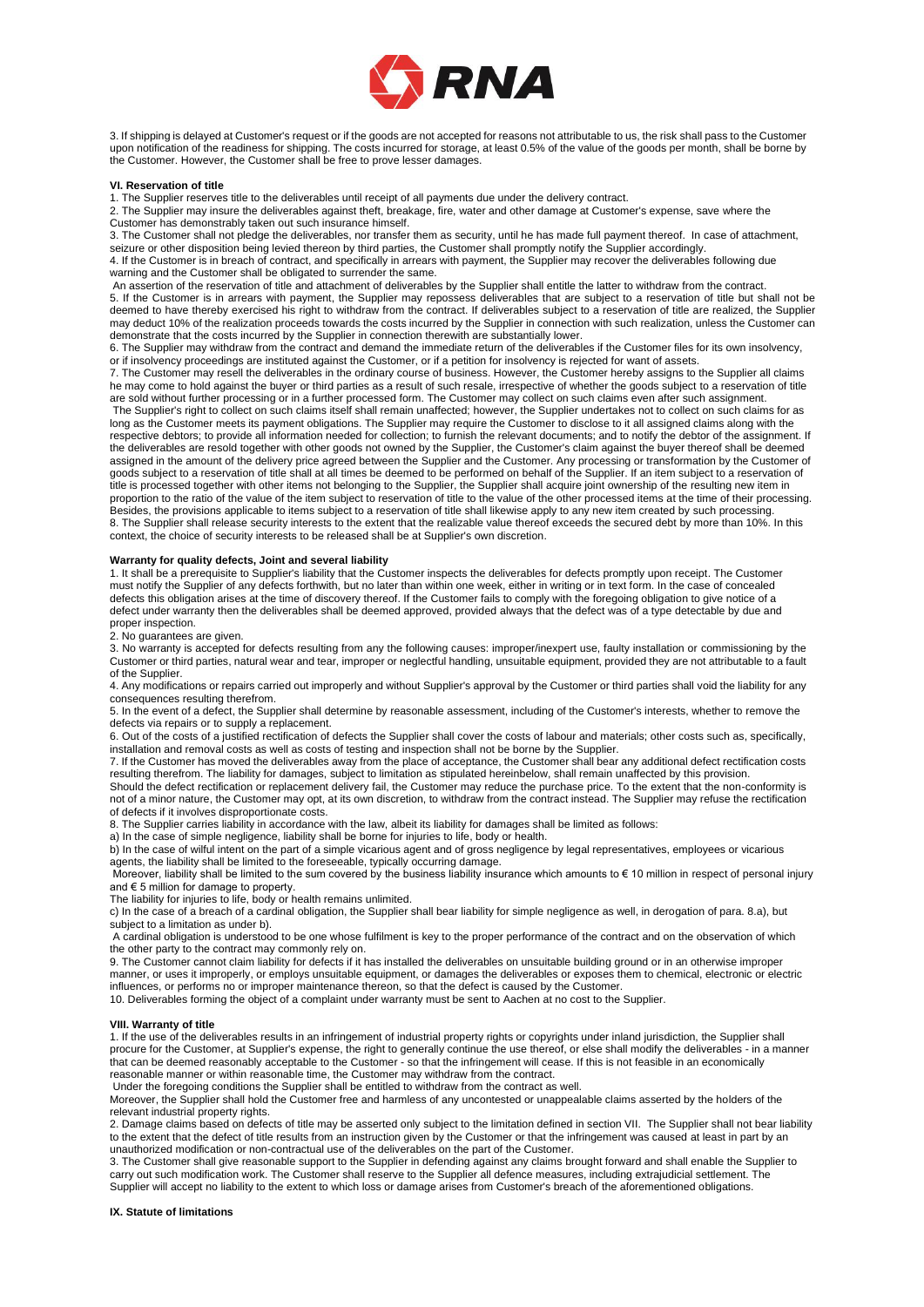3. If shipping is delayed at Customer's request or if the goods are not accepted for reasons not attributable to us, the risk shall pass to the Customer upon notification of the readiness for shipping. The costs incurred for storage, at least 0.5% of the value of the goods per month, shall be borne by the Customer. However, the Customer shall be free to prove lesser damages.

**VI. Reservation of title**

1. The Supplier reserves title to the deliverables until receipt of all payments due under the delivery contract.
2. The Supplier may insure the deliverables against theft, breakage, fire, water and other damage at Customer's expense, save where the Customer has demonstrably taken out such insurance himself.
3. The Customer shall not pledge the deliverables, nor transfer them as security, until he has made full payment thereof. In case of attachment, seizure or other disposition being levied thereon by third parties, the Customer shall promptly notify the Supplier accordingly.
4. If the Customer is in breach of contract, and specifically in arrears with payment, the Supplier may recover the deliverables following due warning and the Customer shall be obligated to surrender the same.
An assertion of the reservation of title and attachment of deliverables by the Supplier shall entitle the latter to withdraw from the contract.
5. If the Customer is in arrears with payment, the Supplier may repossess deliverables that are subject to a reservation of title but shall not be deemed to have thereby exercised his right to withdraw from the contract. If deliverables subject to a reservation of title are realized, the Supplier may deduct 10% of the realization proceeds towards the costs incurred by the Supplier in connection with such realization, unless the Customer can demonstrate that the costs incurred by the Supplier in connection therewith are substantially lower.
6. The Supplier may withdraw from the contract and demand the immediate return of the deliverables if the Customer files for its own insolvency, or if insolvency proceedings are instituted against the Customer, or if a petition for insolvency is rejected for want of assets.
7. The Customer may resell the deliverables in the ordinary course of business. However, the Customer hereby assigns to the Supplier all claims he may come to hold against the buyer or third parties as a result of such resale, irrespective of whether the goods subject to a reservation of title are sold without further processing or in a further processed form. The Customer may collect on such claims even after such assignment.
The Supplier's right to collect on such claims itself shall remain unaffected; however, the Supplier undertakes not to collect on such claims for as long as the Customer meets its payment obligations. The Supplier may require the Customer to disclose to it all assigned claims along with the respective debtors; to provide all information needed for collection; to furnish the relevant documents; and to notify the debtor of the assignment. If the deliverables are resold together with other goods not owned by the Supplier, the Customer's claim against the buyer thereof shall be deemed assigned in the amount of the delivery price agreed between the Supplier and the Customer. Any processing or transformation by the Customer of goods subject to a reservation of title shall at all times be deemed to be performed on behalf of the Supplier. If an item subject to a reservation of title is processed together with other items not belonging to the Supplier, the Supplier shall acquire joint ownership of the resulting new item in proportion to the ratio of the value of the item subject to reservation of title to the value of the other processed items at the time of their processing. Besides, the provisions applicable to items subject to a reservation of title shall likewise apply to any new item created by such processing.
8. The Supplier shall release security interests to the extent that the realizable value thereof exceeds the secured debt by more than 10%. In this context, the choice of security interests to be released shall be at Supplier's own discretion.

**Warranty for quality defects, Joint and several liability**

1. It shall be a prerequisite to Supplier's liability that the Customer inspects the deliverables for defects promptly upon receipt. The Customer must notify the Supplier of any defects forthwith, but no later than within one week, either in writing or in text form. In the case of concealed defects this obligation arises at the time of discovery thereof. If the Customer fails to comply with the foregoing obligation to give notice of a defect under warranty then the deliverables shall be deemed approved, provided always that the defect was of a type detectable by due and proper inspection.
2. No guarantees are given.
3. No warranty is accepted for defects resulting from any the following causes: improper/inexpert use, faulty installation or commissioning by the Customer or third parties, natural wear and tear, improper or neglectful handling, unsuitable equipment, provided they are not attributable to a fault of the Supplier.
4. Any modifications or repairs carried out improperly and without Supplier's approval by the Customer or third parties shall void the liability for any consequences resulting therefrom.
5. In the event of a defect, the Supplier shall determine by reasonable assessment, including of the Customer's interests, whether to remove the defects via repairs or to supply a replacement.
6. Out of the costs of a justified rectification of defects the Supplier shall cover the costs of labour and materials; other costs such as, specifically, installation and removal costs as well as costs of testing and inspection shall not be borne by the Supplier.
7. If the Customer has moved the deliverables away from the place of acceptance, the Customer shall bear any additional defect rectification costs resulting therefrom. The liability for damages, subject to limitation as stipulated hereinbelow, shall remain unaffected by this provision.
Should the defect rectification or replacement delivery fail, the Customer may reduce the purchase price. To the extent that the non-conformity is not of a minor nature, the Customer may opt, at its own discretion, to withdraw from the contract instead. The Supplier may refuse the rectification of defects if it involves disproportionate costs.
8. The Supplier carries liability in accordance with the law, albeit its liability for damages shall be limited as follows:
a) In the case of simple negligence, liability shall be borne for injuries to life, body or health.
b) In the case of wilful intent on the part of a simple vicarious agent and of gross negligence by legal representatives, employees or vicarious agents, the liability shall be limited to the foreseeable, typically occurring damage.
Moreover, liability shall be limited to the sum covered by the business liability insurance which amounts to € 10 million in respect of personal injury and € 5 million for damage to property.
The liability for injuries to life, body or health remains unlimited.
c) In the case of a breach of a cardinal obligation, the Supplier shall bear liability for simple negligence as well, in derogation of para. 8.a), but subject to a limitation as under b).
A cardinal obligation is understood to be one whose fulfilment is key to the proper performance of the contract and on the observation of which the other party to the contract may commonly rely on.
9. The Customer cannot claim liability for defects if it has installed the deliverables on unsuitable building ground or in an otherwise improper manner, or uses it improperly, or employs unsuitable equipment, or damages the deliverables or exposes them to chemical, electronic or electric influences, or performs no or improper maintenance thereon, so that the defect is caused by the Customer.
10. Deliverables forming the object of a complaint under warranty must be sent to Aachen at no cost to the Supplier.

**VIII. Warranty of title**

1. If the use of the deliverables results in an infringement of industrial property rights or copyrights under inland jurisdiction, the Supplier shall procure for the Customer, at Supplier's expense, the right to generally continue the use thereof, or else shall modify the deliverables - in a manner that can be deemed reasonably acceptable to the Customer - so that the infringement will cease. If this is not feasible in an economically reasonable manner or within reasonable time, the Customer may withdraw from the contract.
Under the foregoing conditions the Supplier shall be entitled to withdraw from the contract as well.
Moreover, the Supplier shall hold the Customer free and harmless of any uncontested or unappealable claims asserted by the holders of the relevant industrial property rights.
2. Damage claims based on defects of title may be asserted only subject to the limitation defined in section VII. The Supplier shall not bear liability to the extent that the defect of title results from an instruction given by the Customer or that the infringement was caused at least in part by an unauthorized modification or non-contractual use of the deliverables on the part of the Customer.
3. The Customer shall give reasonable support to the Supplier in defending against any claims brought forward and shall enable the Supplier to carry out such modification work. The Customer shall reserve to the Supplier all defence measures, including extrajudicial settlement. The Supplier will accept no liability to the extent to which loss or damage arises from Customer's breach of the aforementioned obligations.

**IX. Statute of limitations**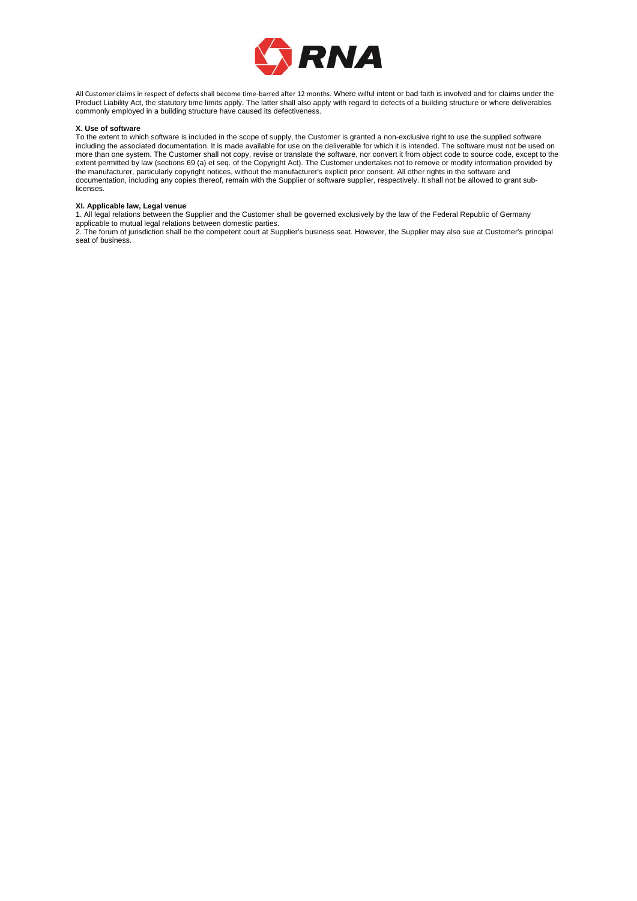All Customer claims in respect of defects shall become time-barred after 12 months. Where wilful intent or bad faith is involved and for claims under the Product Liability Act, the statutory time limits apply. The latter shall also apply with regard to defects of a building structure or where deliverables commonly employed in a building structure have caused its defectiveness.

**X. Use of software**

To the extent to which software is included in the scope of supply, the Customer is granted a non-exclusive right to use the supplied software including the associated documentation. It is made available for use on the deliverable for which it is intended. The software must not be used on more than one system. The Customer shall not copy, revise or translate the software, nor convert it from object code to source code, except to the extent permitted by law (sections 69 (a) et seq. of the Copyright Act). The Customer undertakes not to remove or modify information provided by the manufacturer, particularly copyright notices, without the manufacturer's explicit prior consent. All other rights in the software and documentation, including any copies thereof, remain with the Supplier or software supplier, respectively. It shall not be allowed to grant sub-licenses.

**XI. Applicable law, Legal venue**

1. All legal relations between the Supplier and the Customer shall be governed exclusively by the law of the Federal Republic of Germany applicable to mutual legal relations between domestic parties.
2. The forum of jurisdiction shall be the competent court at Supplier's business seat. However, the Supplier may also sue at Customer's principal seat of business.